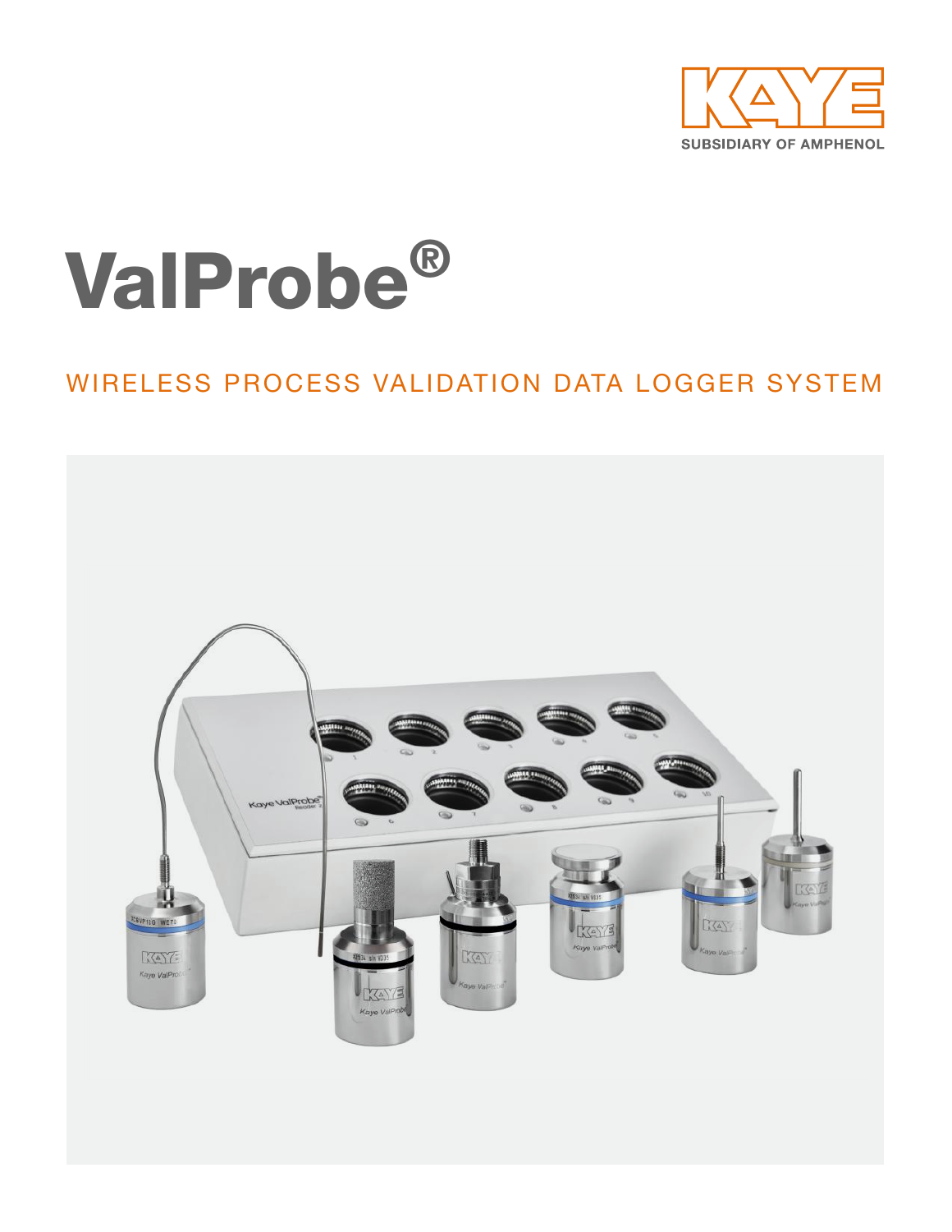KAYE

SUBSIDIARY OF AMPHENOL

# ValProbe®

## WIRELESS PROCESS VALIDATION DATA LOGGER SYSTEM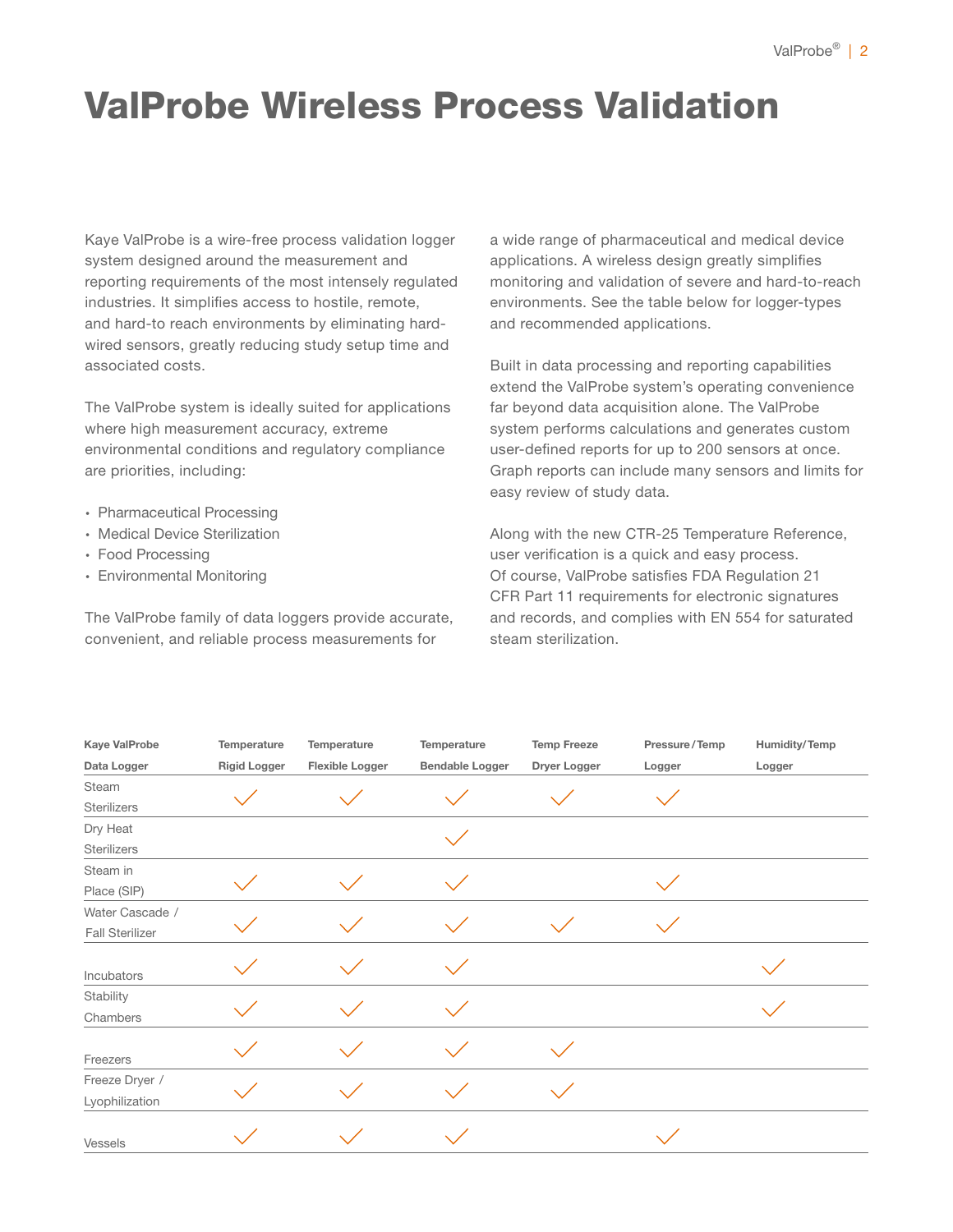# ValProbe Wireless Process Validation

Kaye ValProbe is a wire-free process validation logger system designed around the measurement and reporting requirements of the most intensely regulated industries. It simplifies access to hostile, remote, and hard-to reach environments by eliminating hard-wired sensors, greatly reducing study setup time and associated costs.

The ValProbe system is ideally suited for applications where high measurement accuracy, extreme environmental conditions and regulatory compliance are priorities, including:

- Pharmaceutical Processing
- Medical Device Sterilization
- Food Processing
- Environmental Monitoring

The ValProbe family of data loggers provide accurate, convenient, and reliable process measurements for a wide range of pharmaceutical and medical device applications. A wireless design greatly simplifies monitoring and validation of severe and hard-to-reach environments. See the table below for logger-types and recommended applications.

Built in data processing and reporting capabilities extend the ValProbe system's operating convenience far beyond data acquisition alone. The ValProbe system performs calculations and generates custom user-defined reports for up to 200 sensors at once. Graph reports can include many sensors and limits for easy review of study data.

Along with the new CTR-25 Temperature Reference, user verification is a quick and easy process. Of course, ValProbe satisfies FDA Regulation 21 CFR Part 11 requirements for electronic signatures and records, and complies with EN 554 for saturated steam sterilization.

| Kaye ValProbe Data Logger | Temperature Rigid Logger | Temperature Flexible Logger | Temperature Bendable Logger | Temp Freeze Dryer Logger | Pressure/Temp Logger | Humidity/Temp Logger |
|---|---|---|---|---|---|---|
| Steam Sterilizers | ✓ | ✓ | ✓ | ✓ | ✓ | |
| Dry Heat Sterilizers | | | ✓ | | | |
| Steam in Place (SIP) | ✓ | ✓ | ✓ | | ✓ | |
| Water Cascade / Fall Sterilizer | ✓ | ✓ | ✓ | ✓ | ✓ | |
| Incubators | ✓ | ✓ | ✓ | | | ✓ |
| Stability Chambers | ✓ | ✓ | ✓ | | | ✓ |
| Freezers | ✓ | ✓ | ✓ | ✓ | | |
| Freeze Dryer / Lyophilization | ✓ | ✓ | ✓ | ✓ | | |
| Vessels | ✓ | ✓ | ✓ | | ✓ | |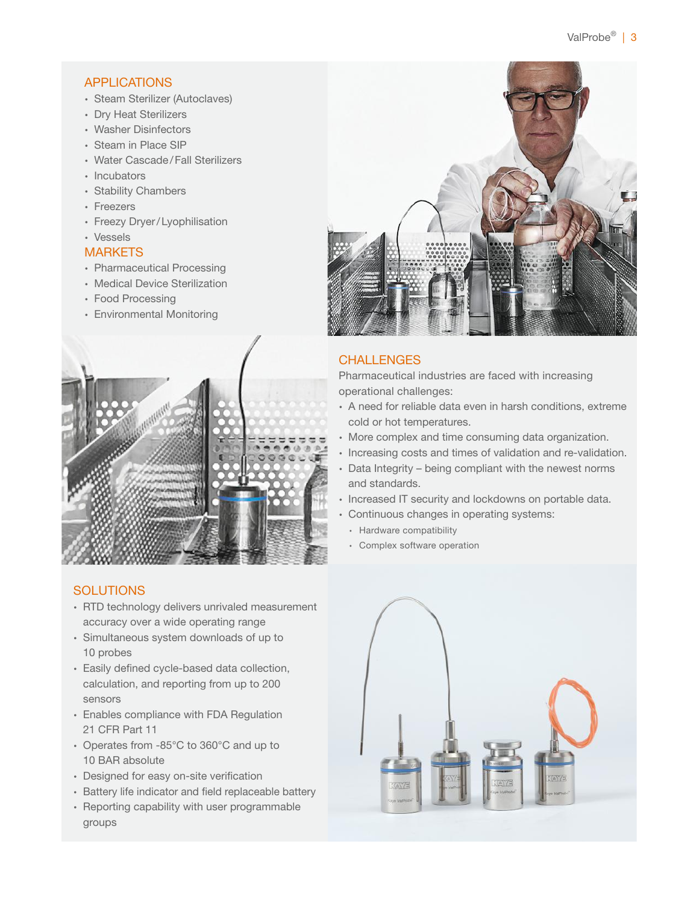## APPLICATIONS

- Steam Sterilizer (Autoclaves)
- Dry Heat Sterilizers
- Washer Disinfectors
- Steam in Place SIP
- Water Cascade / Fall Sterilizers
- Incubators
- Stability Chambers
- Freezers
- Freezy Dryer / Lyophilisation
- Vessels

## MARKETS

- Pharmaceutical Processing
- Medical Device Sterilization
- Food Processing
- Environmental Monitoring

## CHALLENGES

Pharmaceutical industries are faced with increasing operational challenges:

- A need for reliable data even in harsh conditions, extreme cold or hot temperatures.
- More complex and time consuming data organization.
- Increasing costs and times of validation and re-validation.
- Data Integrity – being compliant with the newest norms and standards.
- Increased IT security and lockdowns on portable data.
- Continuous changes in operating systems:
  - Hardware compatibility
  - Complex software operation

## SOLUTIONS

- RTD technology delivers unrivaled measurement accuracy over a wide operating range
- Simultaneous system downloads of up to 10 probes
- Easily defined cycle-based data collection, calculation, and reporting from up to 200 sensors
- Enables compliance with FDA Regulation 21 CFR Part 11
- Operates from -85°C to 360°C and up to 10 BAR absolute
- Designed for easy on-site verification
- Battery life indicator and field replaceable battery
- Reporting capability with user programmable groups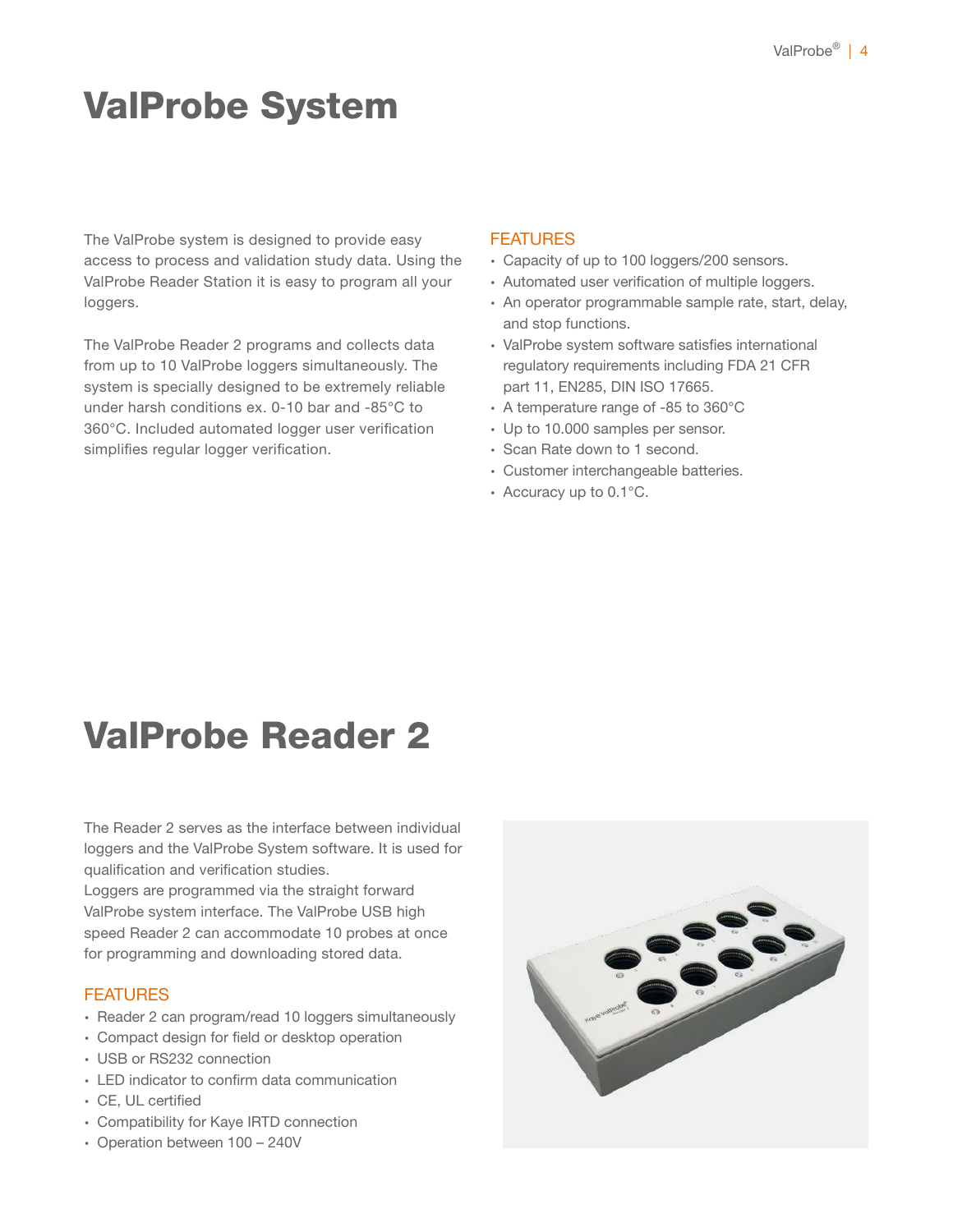# ValProbe System

The ValProbe system is designed to provide easy access to process and validation study data. Using the ValProbe Reader Station it is easy to program all your loggers.

The ValProbe Reader 2 programs and collects data from up to 10 ValProbe loggers simultaneously. The system is specially designed to be extremely reliable under harsh conditions ex. 0-10 bar and -85°C to 360°C. Included automated logger user verification simplifies regular logger verification.

### FEATURES

- Capacity of up to 100 loggers/200 sensors.
- Automated user verification of multiple loggers.
- An operator programmable sample rate, start, delay, and stop functions.
- ValProbe system software satisfies international regulatory requirements including FDA 21 CFR part 11, EN285, DIN ISO 17665.
- A temperature range of -85 to 360°C
- Up to 10.000 samples per sensor.
- Scan Rate down to 1 second.
- Customer interchangeable batteries.
- Accuracy up to 0.1°C.

# ValProbe Reader 2

The Reader 2 serves as the interface between individual loggers and the ValProbe System software. It is used for qualification and verification studies.
Loggers are programmed via the straight forward ValProbe system interface. The ValProbe USB high speed Reader 2 can accommodate 10 probes at once for programming and downloading stored data.

### FEATURES

- Reader 2 can program/read 10 loggers simultaneously
- Compact design for field or desktop operation
- USB or RS232 connection
- LED indicator to confirm data communication
- CE, UL certified
- Compatibility for Kaye IRTD connection
- Operation between 100 – 240V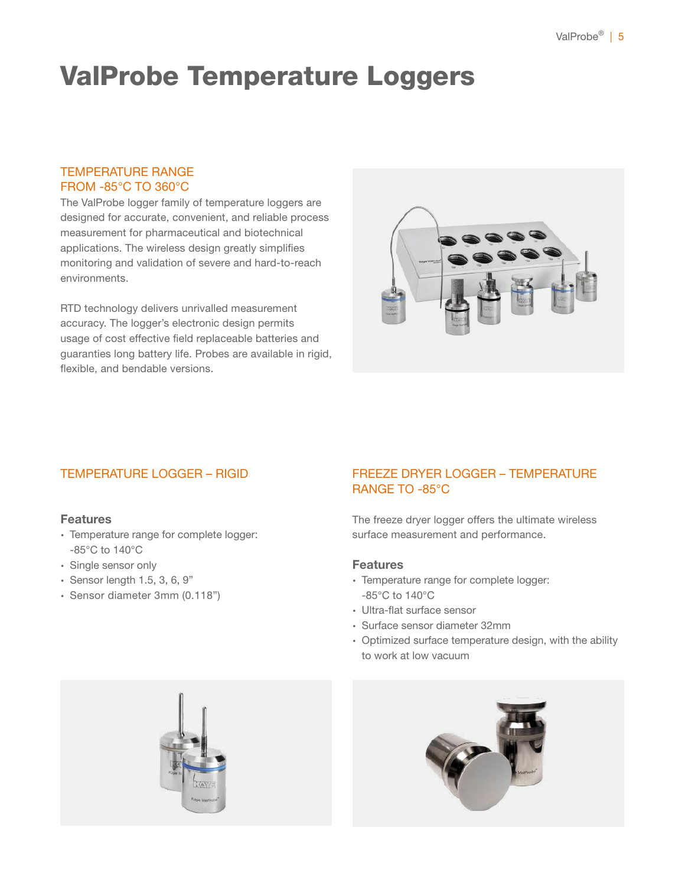# ValProbe Temperature Loggers

## TEMPERATURE RANGE FROM -85°C TO 360°C

The ValProbe logger family of temperature loggers are designed for accurate, convenient, and reliable process measurement for pharmaceutical and biotechnical applications. The wireless design greatly simplifies monitoring and validation of severe and hard-to-reach environments.

RTD technology delivers unrivalled measurement accuracy. The logger's electronic design permits usage of cost effective field replaceable batteries and guarantees long battery life. Probes are available in rigid, flexible, and bendable versions.

## TEMPERATURE LOGGER – RIGID

### Features

- Temperature range for complete logger: -85°C to 140°C
- Single sensor only
- Sensor length 1.5, 3, 6, 9"
- Sensor diameter 3mm (0.118")

## FREEZE DRYER LOGGER – TEMPERATURE RANGE TO -85°C

The freeze dryer logger offers the ultimate wireless surface measurement and performance.

### Features

- Temperature range for complete logger: -85°C to 140°C
- Ultra-flat surface sensor
- Surface sensor diameter 32mm
- Optimized surface temperature design, with the ability to work at low vacuum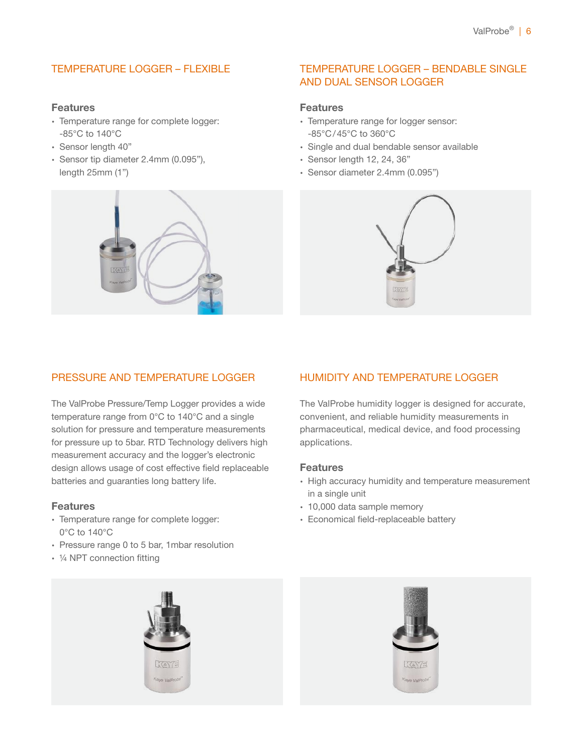## TEMPERATURE LOGGER – FLEXIBLE

### Features

- Temperature range for complete logger: -85°C to 140°C
- Sensor length 40"
- Sensor tip diameter 2.4mm (0.095"), length 25mm (1")

## TEMPERATURE LOGGER – BENDABLE SINGLE AND DUAL SENSOR LOGGER

### Features

- Temperature range for logger sensor: -85°C/45°C to 360°C
- Single and dual bendable sensor available
- Sensor length 12, 24, 36"
- Sensor diameter 2.4mm (0.095")

## PRESSURE AND TEMPERATURE LOGGER

The ValProbe Pressure/Temp Logger provides a wide temperature range from 0°C to 140°C and a single solution for pressure and temperature measurements for pressure up to 5bar. RTD Technology delivers high measurement accuracy and the logger's electronic design allows usage of cost effective field replaceable batteries and guaranties long battery life.

### Features

- Temperature range for complete logger: 0°C to 140°C
- Pressure range 0 to 5 bar, 1mbar resolution
- ¼ NPT connection fitting

## HUMIDITY AND TEMPERATURE LOGGER

The ValProbe humidity logger is designed for accurate, convenient, and reliable humidity measurements in pharmaceutical, medical device, and food processing applications.

### Features

- High accuracy humidity and temperature measurement in a single unit
- 10,000 data sample memory
- Economical field-replaceable battery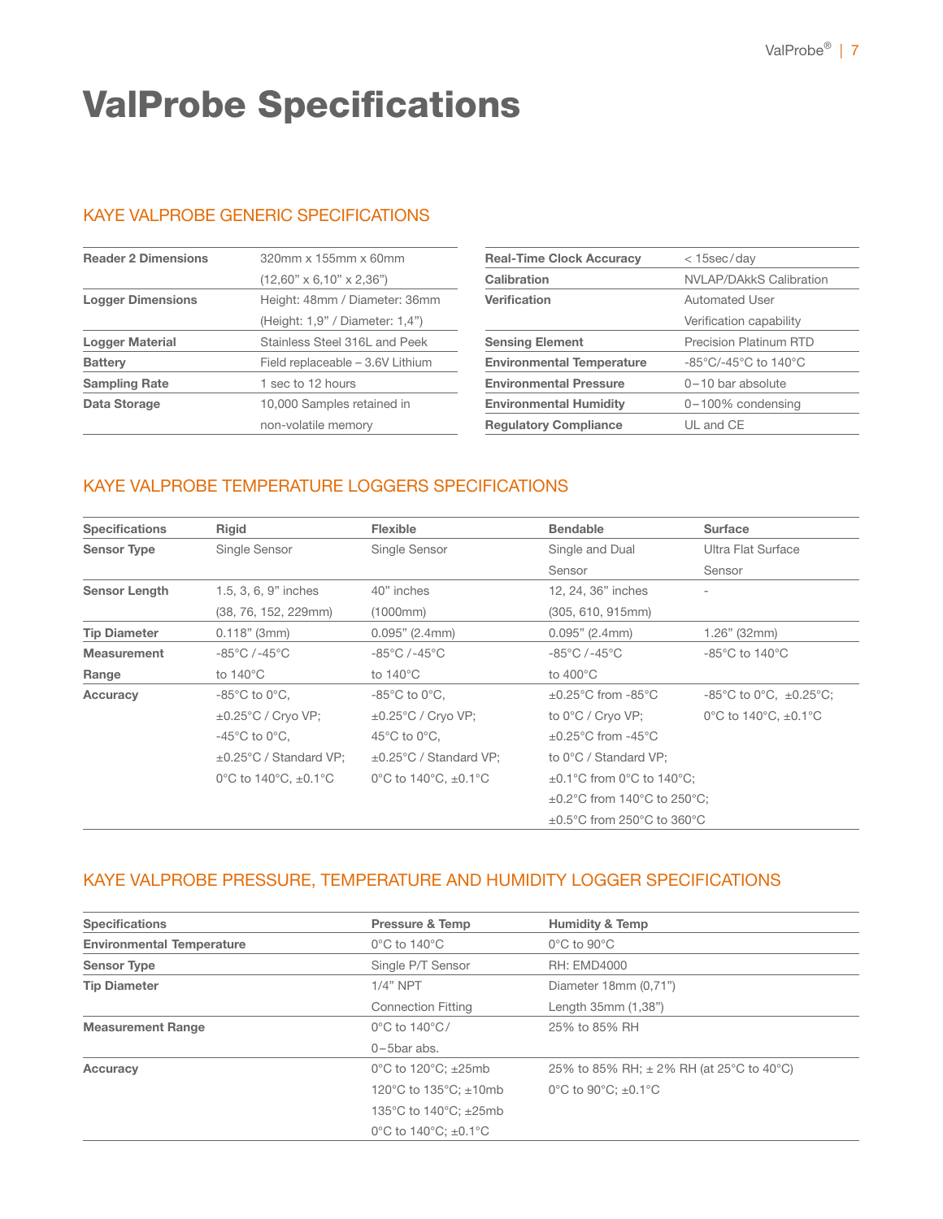# ValProbe Specifications

## KAYE VALPROBE GENERIC SPECIFICATIONS

| | |
|---|---|
| **Reader 2 Dimensions** | 320mm x 155mm x 60mm (12,60” x 6,10” x 2,36”) |
| **Logger Dimensions** | Height: 48mm / Diameter: 36mm (Height: 1,9” / Diameter: 1,4”) |
| **Logger Material** | Stainless Steel 316L and Peek |
| **Battery** | Field replaceable – 3.6V Lithium |
| **Sampling Rate** | 1 sec to 12 hours |
| **Data Storage** | 10,000 Samples retained in non-volatile memory |

| | |
|---|---|
| **Real-Time Clock Accuracy** | < 15sec / day |
| **Calibration** | NVLAP/DAkkS Calibration |
| **Verification** | Automated User Verification capability |
| **Sensing Element** | Precision Platinum RTD |
| **Environmental Temperature** | -85°C/-45°C to 140°C |
| **Environmental Pressure** | 0–10 bar absolute |
| **Environmental Humidity** | 0–100% condensing |
| **Regulatory Compliance** | UL and CE |

## KAYE VALPROBE TEMPERATURE LOGGERS SPECIFICATIONS

| Specifications | Rigid | Flexible | Bendable | Surface |
|---|---|---|---|---|
| **Sensor Type** | Single Sensor | Single Sensor | Single and Dual Sensor | Ultra Flat Surface Sensor |
| **Sensor Length** | 1.5, 3, 6, 9” inches (38, 76, 152, 229mm) | 40” inches (1000mm) | 12, 24, 36” inches (305, 610, 915mm) | - |
| **Tip Diameter** | 0.118” (3mm) | 0.095” (2.4mm) | 0.095” (2.4mm) | 1.26” (32mm) |
| **Measurement Range** | -85°C / -45°C to 140°C | -85°C / -45°C to 140°C | -85°C / -45°C to 400°C | -85°C to 140°C |
| **Accuracy** | -85°C to 0°C, ±0.25°C / Cryo VP; -45°C to 0°C, ±0.25°C / Standard VP; 0°C to 140°C, ±0.1°C | -85°C to 0°C, ±0.25°C / Cryo VP; 45°C to 0°C, ±0.25°C / Standard VP; 0°C to 140°C, ±0.1°C | ±0.25°C from -85°C to 0°C / Cryo VP; ±0.25°C from -45°C to 0°C / Standard VP; ±0.1°C from 0°C to 140°C; ±0.2°C from 140°C to 250°C; ±0.5°C from 250°C to 360°C | -85°C to 0°C, ±0.25°C; 0°C to 140°C, ±0.1°C |

## KAYE VALPROBE PRESSURE, TEMPERATURE AND HUMIDITY LOGGER SPECIFICATIONS

| Specifications | Pressure & Temp | Humidity & Temp |
|---|---|---|
| **Environmental Temperature** | 0°C to 140°C | 0°C to 90°C |
| **Sensor Type** | Single P/T Sensor | RH: EMD4000 |
| **Tip Diameter** | 1/4” NPT Connection Fitting | Diameter 18mm (0,71”) Length 35mm (1,38”) |
| **Measurement Range** | 0°C to 140°C / 0–5bar abs. | 25% to 85% RH |
| **Accuracy** | 0°C to 120°C; ±25mb<br>120°C to 135°C; ±10mb<br>135°C to 140°C; ±25mb<br>0°C to 140°C; ±0.1°C | 25% to 85% RH; ± 2% RH (at 25°C to 40°C)<br>0°C to 90°C; ±0.1°C |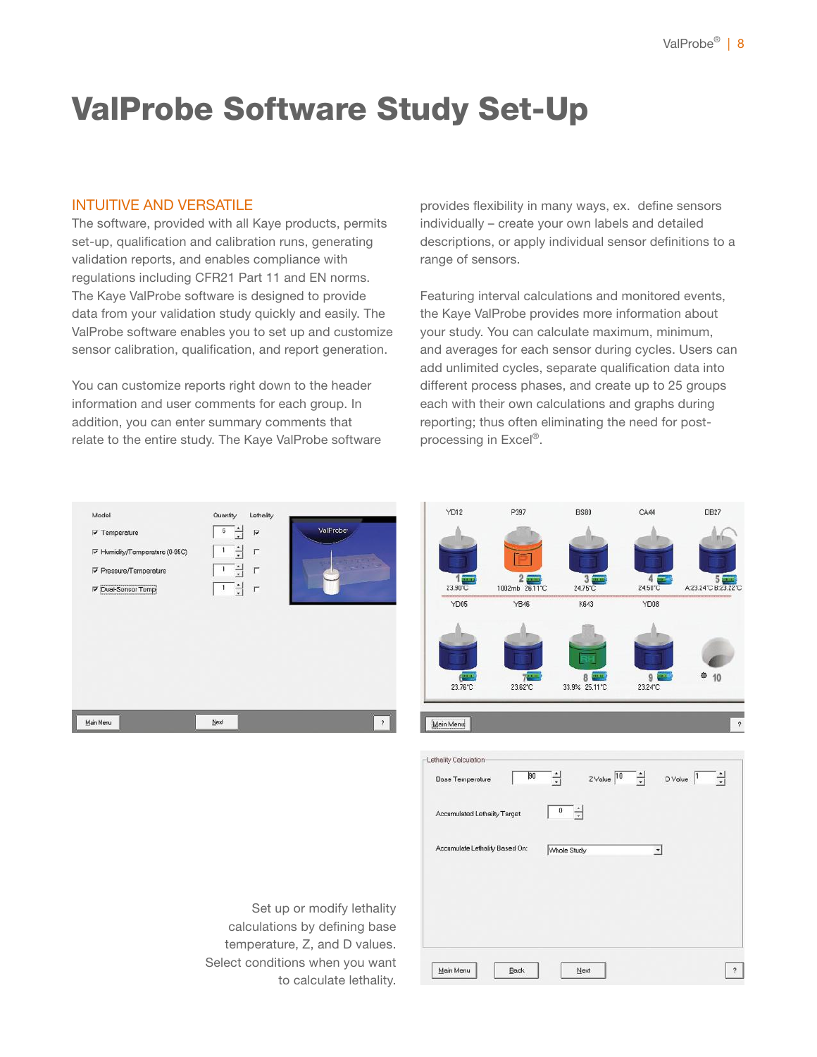# ValProbe Software Study Set-Up

## INTUITIVE AND VERSATILE

The software, provided with all Kaye products, permits set-up, qualification and calibration runs, generating validation reports, and enables compliance with regulations including CFR21 Part 11 and EN norms. The Kaye ValProbe software is designed to provide data from your validation study quickly and easily. The ValProbe software enables you to set up and customize sensor calibration, qualification, and report generation.

You can customize reports right down to the header information and user comments for each group. In addition, you can enter summary comments that relate to the entire study. The Kaye ValProbe software provides flexibility in many ways, ex. define sensors individually – create your own labels and detailed descriptions, or apply individual sensor definitions to a range of sensors.

Featuring interval calculations and monitored events, the Kaye ValProbe provides more information about your study. You can calculate maximum, minimum, and averages for each sensor during cycles. Users can add unlimited cycles, separate qualification data into different process phases, and create up to 25 groups each with their own calculations and graphs during reporting; thus often eliminating the need for post-processing in Excel®.

Set up or modify lethality calculations by defining base temperature, Z, and D values. Select conditions when you want to calculate lethality.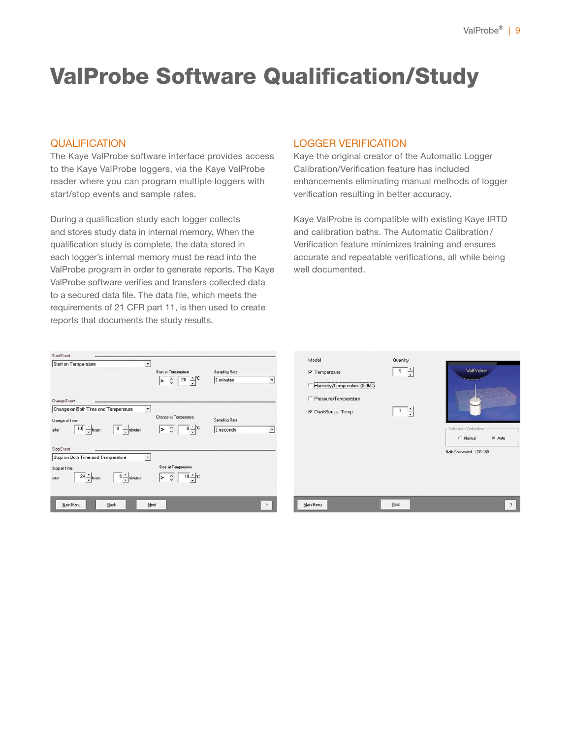# ValProbe Software Qualification/Study

## QUALIFICATION

The Kaye ValProbe software interface provides access to the Kaye ValProbe loggers, via the Kaye ValProbe reader where you can program multiple loggers with start/stop events and sample rates.

During a qualification study each logger collects and stores study data in internal memory. When the qualification study is complete, the data stored in each logger's internal memory must be read into the ValProbe program in order to generate reports. The Kaye ValProbe software verifies and transfers collected data to a secured data file. The data file, which meets the requirements of 21 CFR part 11, is then used to create reports that documents the study results.

## LOGGER VERIFICATION

Kaye the original creator of the Automatic Logger Calibration/Verification feature has included enhancements eliminating manual methods of logger verification resulting in better accuracy.

Kaye ValProbe is compatible with existing Kaye IRTD and calibration baths. The Automatic Calibration/ Verification feature minimizes training and ensures accurate and repeatable verifications, all while being well documented.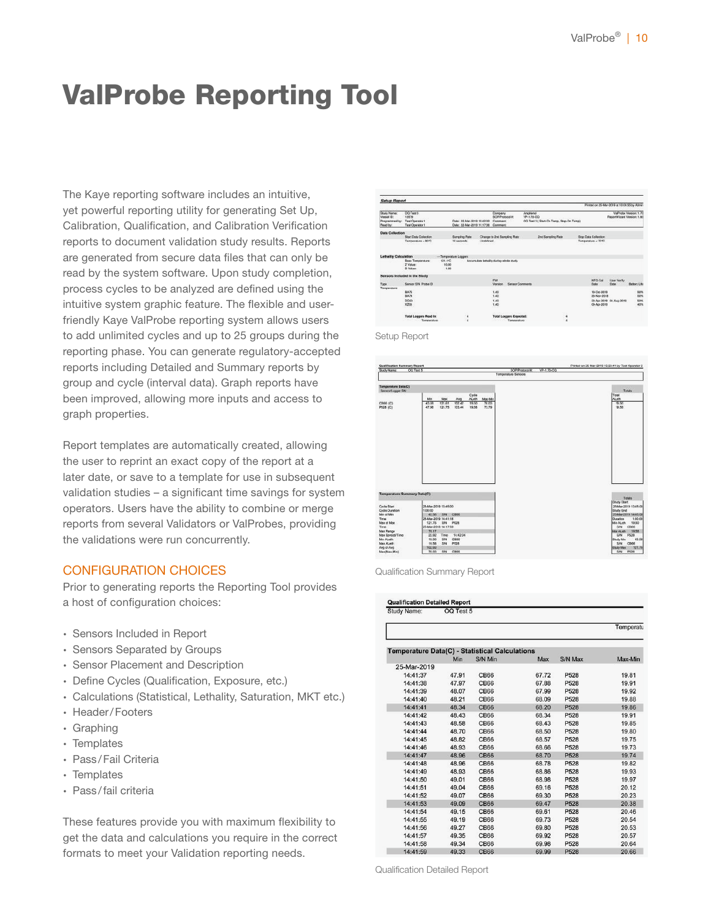# ValProbe Reporting Tool

The Kaye reporting software includes an intuitive, yet powerful reporting utility for generating Set Up, Calibration, Qualification, and Calibration Verification reports to document validation study results. Reports are generated from secure data files that can only be read by the system software. Upon study completion, process cycles to be analyzed are defined using the intuitive system graphic feature. The flexible and user-friendly Kaye ValProbe reporting system allows users to add unlimited cycles and up to 25 groups during the reporting phase. You can generate regulatory-accepted reports including Detailed and Summary reports by group and cycle (interval data). Graph reports have been improved, allowing more inputs and access to graph properties.

Report templates are automatically created, allowing the user to reprint an exact copy of the report at a later date, or save to a template for use in subsequent validation studies – a significant time savings for system operators. Users have the ability to combine or merge reports from several Validators or ValProbes, providing the validations were run concurrently.

## CONFIGURATION CHOICES

Prior to generating reports the Reporting Tool provides a host of configuration choices:

- Sensors Included in Report
- Sensors Separated by Groups
- Sensor Placement and Description
- Define Cycles (Qualification, Exposure, etc.)
- Calculations (Statistical, Lethality, Saturation, MKT etc.)
- Header/Footers
- Graphing
- Templates
- Pass/Fail Criteria
- Templates
- Pass/fail criteria

These features provide you with maximum flexibility to get the data and calculations you require in the correct formats to meet your Validation reporting needs.

Setup Report

Qualification Summary Report

Qualification Detailed Report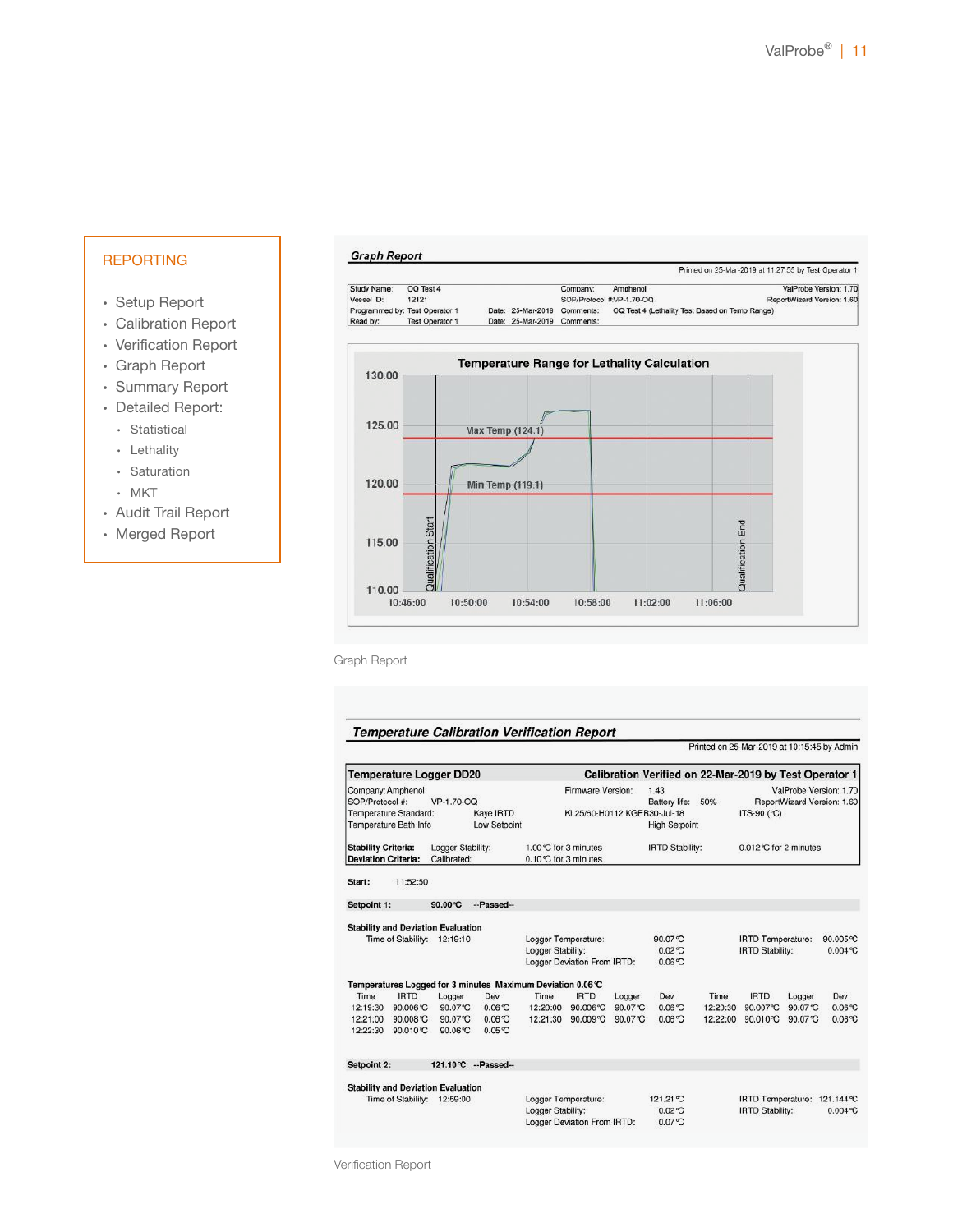## REPORTING

- Setup Report
- Calibration Report
- Verification Report
- Graph Report
- Summary Report
- Detailed Report:
  - Statistical
  - Lethality
  - Saturation
  - MKT
- Audit Trail Report
- Merged Report

***Graph Report***

Printed on 25-Mar-2019 at 11:27:55 by Test Operator 1

| | | | | | | |
|---|---|---|---|---|---|---|
| Study Name: | OQ Test 4 | | | Company: | Amphenol | ValProbe Version: 1.70 |
| Vessel ID: | 12121 | | | SOP/Protocol #: | VP-1.70-OQ | ReportWizard Version: 1.60 |
| Programmed by: | Test Operator 1 | Date: | 25-Mar-2019 | Comments: | OQ Test 4 (Lethality Test Based on Temp Range) | |
| Read by: | Test Operator 1 | Date: | 25-Mar-2019 | Comments: | | |

Temperature Range for Lethality Calculation

Max Temp (124.1)

Min Temp (119.1)

Qualification Start

Qualification End

130.00, 125.00, 120.00, 115.00, 110.00

10:46:00, 10:50:00, 10:54:00, 10:58:00, 11:02:00, 11:06:00

Graph Report

***Temperature Calibration Verification Report***

Printed on 25-Mar-2019 at 10:15:45 by Admin

**Temperature Logger DD20** — **Calibration Verified on 22-Mar-2019 by Test Operator 1**

| | | | | | |
|---|---|---|---|---|---|
| Company: Amphenol | | Firmware Version: | 1.43 | ValProbe Version: 1.70 | |
| SOP/Protocol #: | VP-1.70-OQ | | Battery life: 50% | ReportWizard Version: 1.60 | |
| Temperature Standard: | Kaye IRTD | KL25/60-H0112 KGER30-Jul-18 | | ITS-90 (°C) | |
| Temperature Bath Info | Low Setpoint | | High Setpoint | | |
| **Stability Criteria:** | Logger Stability: | 1.00°C for 3 minutes | IRTD Stability: | 0.012°C for 2 minutes | |
| **Deviation Criteria:** | Calibrated: | 0.10°C for 3 minutes | | | |

**Start:** 11:52:50

**Setpoint 1:** 90.00°C --Passed--

**Stability and Deviation Evaluation**

| Time of Stability: | 12:19:10 | Logger Temperature: | 90.07°C | IRTD Temperature: | 90.005°C |
|---|---|---|---|---|---|
| | | Logger Stability: | 0.02°C | IRTD Stability: | 0.004°C |
| | | Logger Deviation From IRTD: | 0.06°C | | |

**Temperatures Logged for 3 minutes Maximum Deviation 0.06°C**

| Time | IRTD | Logger | Dev | Time | IRTD | Logger | Dev | Time | IRTD | Logger | Dev |
|---|---|---|---|---|---|---|---|---|---|---|---|
| 12:19:30 | 90.006°C | 90.07°C | 0.06°C | 12:20:00 | 90.006°C | 90.07°C | 0.06°C | 12:20:30 | 90.007°C | 90.07°C | 0.06°C |
| 12:21:00 | 90.008°C | 90.07°C | 0.06°C | 12:21:30 | 90.009°C | 90.07°C | 0.06°C | 12:22:00 | 90.010°C | 90.07°C | 0.06°C |
| 12:22:30 | 90.010°C | 90.06°C | 0.05°C | | | | | | | | |

**Setpoint 2:** 121.10°C --Passed--

**Stability and Deviation Evaluation**

| Time of Stability: | 12:59:00 | Logger Temperature: | 121.21°C | IRTD Temperature: | 121.144°C |
|---|---|---|---|---|---|
| | | Logger Stability: | 0.02°C | IRTD Stability: | 0.004°C |
| | | Logger Deviation From IRTD: | 0.07°C | | |

Verification Report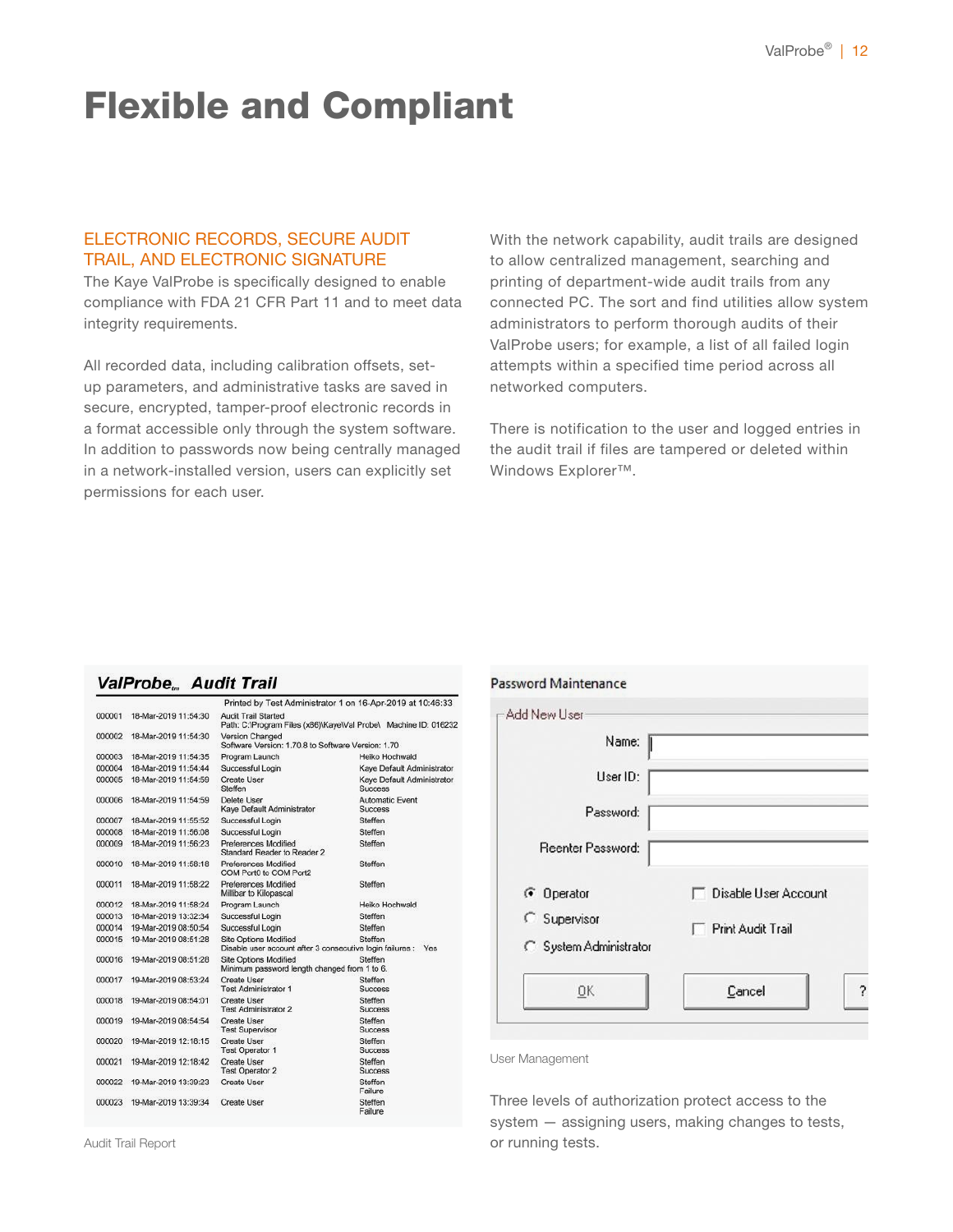# Flexible and Compliant

## ELECTRONIC RECORDS, SECURE AUDIT TRAIL, AND ELECTRONIC SIGNATURE

The Kaye ValProbe is specifically designed to enable compliance with FDA 21 CFR Part 11 and to meet data integrity requirements.

All recorded data, including calibration offsets, set-up parameters, and administrative tasks are saved in secure, encrypted, tamper-proof electronic records in a format accessible only through the system software. In addition to passwords now being centrally managed in a network-installed version, users can explicitly set permissions for each user.

With the network capability, audit trails are designed to allow centralized management, searching and printing of department-wide audit trails from any connected PC. The sort and find utilities allow system administrators to perform thorough audits of their ValProbe users; for example, a list of all failed login attempts within a specified time period across all networked computers.

There is notification to the user and logged entries in the audit trail if files are tampered or deleted within Windows Explorer™.

**ValProbe™ Audit Trail**

Printed by Test Administrator 1 on 16-Apr-2019 at 10:48:33

| No. | Date/Time | Event | User / Result |
|---|---|---|---|
| 000001 | 18-Mar-2019 11:54:30 | Audit Trail Started<br>Path: C:\Program Files (x86)\Kaye\Val Probe\ Machine ID: 016232 | |
| 000002 | 18-Mar-2019 11:54:30 | Version Changed<br>Software Version: 1.70.8 to Software Version: 1.70 | |
| 000003 | 18-Mar-2019 11:54:35 | Program Launch | Heiko Hochwald |
| 000004 | 18-Mar-2019 11:54:44 | Successful Login | Kaye Default Administrator |
| 000005 | 18-Mar-2019 11:54:59 | Create User<br>Steffen | Kaye Default Administrator<br>Success |
| 000006 | 18-Mar-2019 11:54:59 | Delete User<br>Kaye Default Administrator | Automatic Event<br>Success |
| 000007 | 18-Mar-2019 11:55:52 | Successful Login | Steffen |
| 000008 | 18-Mar-2019 11:56:08 | Successful Login | Steffen |
| 000009 | 18-Mar-2019 11:56:23 | Preferences Modified<br>Standard Reader to Reader 2 | Steffen |
| 000010 | 18-Mar-2019 11:58:18 | Preferences Modified<br>COM Port0 to COM Port2 | Steffen |
| 000011 | 18-Mar-2019 11:58:22 | Preferences Modified<br>Millibar to Kilopascal | Steffen |
| 000012 | 18-Mar-2019 11:58:24 | Program Launch | Heiko Hochwald |
| 000013 | 18-Mar-2019 13:32:34 | Successful Login | Steffen |
| 000014 | 19-Mar-2019 08:50:54 | Successful Login | Steffen |
| 000015 | 19-Mar-2019 08:51:28 | Site Options Modified<br>Disable user account after 3 consecutive login failures : Yes | Steffen |
| 000016 | 19-Mar-2019 08:51:28 | Site Options Modified<br>Minimum password length changed from 1 to 6. | Steffen |
| 000017 | 19-Mar-2019 08:53:24 | Create User<br>Test Administrator 1 | Steffen<br>Success |
| 000018 | 19-Mar-2019 08:54:01 | Create User<br>Test Administrator 2 | Steffen<br>Success |
| 000019 | 19-Mar-2019 08:54:54 | Create User<br>Test Supervisor | Steffen<br>Success |
| 000020 | 19-Mar-2019 12:18:15 | Create User<br>Test Operator 1 | Steffen<br>Success |
| 000021 | 19-Mar-2019 12:18:42 | Create User<br>Test Operator 2 | Steffen<br>Success |
| 000022 | 19-Mar-2019 13:39:23 | Create User | Steffen<br>Failure |
| 000023 | 19-Mar-2019 13:39:34 | Create User | Steffen<br>Failure |

Audit Trail Report

User Management

Three levels of authorization protect access to the system — assigning users, making changes to tests, or running tests.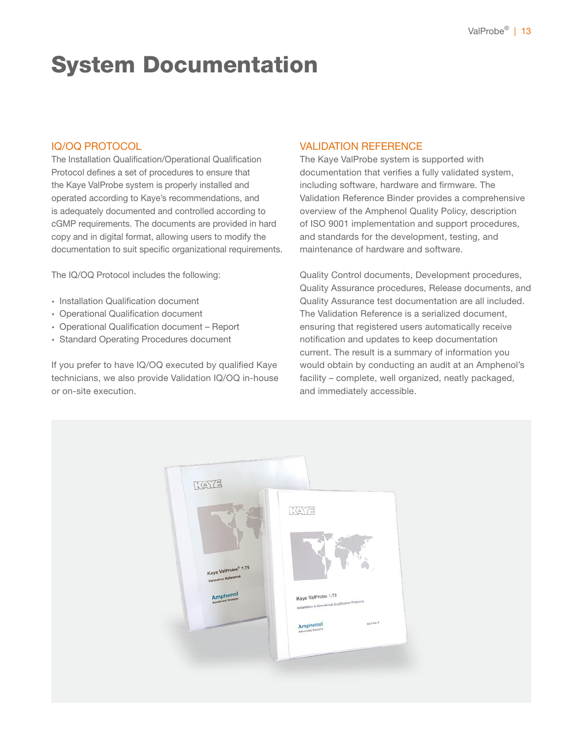# System Documentation

## IQ/OQ PROTOCOL

The Installation Qualification/Operational Qualification Protocol defines a set of procedures to ensure that the Kaye ValProbe system is properly installed and operated according to Kaye's recommendations, and is adequately documented and controlled according to cGMP requirements. The documents are provided in hard copy and in digital format, allowing users to modify the documentation to suit specific organizational requirements.

The IQ/OQ Protocol includes the following:

- Installation Qualification document
- Operational Qualification document
- Operational Qualification document – Report
- Standard Operating Procedures document

If you prefer to have IQ/OQ executed by qualified Kaye technicians, we also provide Validation IQ/OQ in-house or on-site execution.

## VALIDATION REFERENCE

The Kaye ValProbe system is supported with documentation that verifies a fully validated system, including software, hardware and firmware. The Validation Reference Binder provides a comprehensive overview of the Amphenol Quality Policy, description of ISO 9001 implementation and support procedures, and standards for the development, testing, and maintenance of hardware and software.

Quality Control documents, Development procedures, Quality Assurance procedures, Release documents, and Quality Assurance test documentation are all included. The Validation Reference is a serialized document, ensuring that registered users automatically receive notification and updates to keep documentation current. The result is a summary of information you would obtain by conducting an audit at an Amphenol's facility – complete, well organized, neatly packaged, and immediately accessible.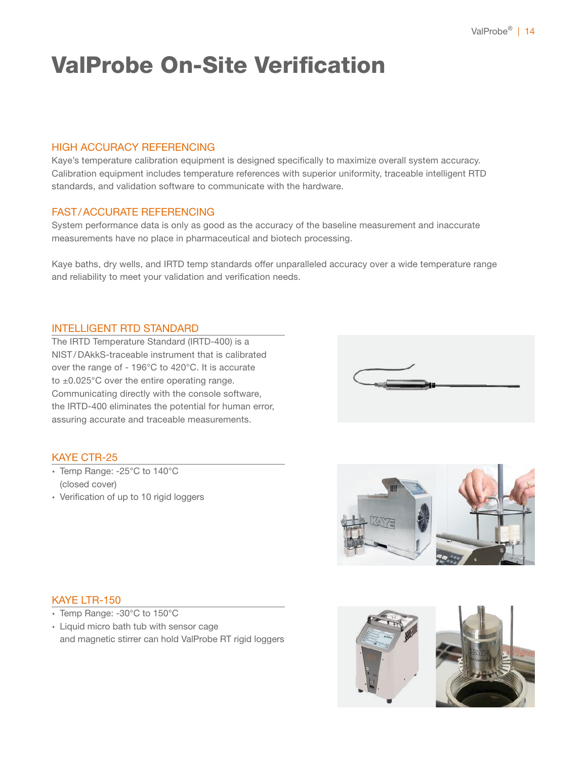# ValProbe On-Site Verification

## HIGH ACCURACY REFERENCING

Kaye's temperature calibration equipment is designed specifically to maximize overall system accuracy. Calibration equipment includes temperature references with superior uniformity, traceable intelligent RTD standards, and validation software to communicate with the hardware.

## FAST / ACCURATE REFERENCING

System performance data is only as good as the accuracy of the baseline measurement and inaccurate measurements have no place in pharmaceutical and biotech processing.

Kaye baths, dry wells, and IRTD temp standards offer unparalleled accuracy over a wide temperature range and reliability to meet your validation and verification needs.

## INTELLIGENT RTD STANDARD

The IRTD Temperature Standard (IRTD-400) is a NIST / DAkkS-traceable instrument that is calibrated over the range of - 196°C to 420°C. It is accurate to ±0.025°C over the entire operating range. Communicating directly with the console software, the IRTD-400 eliminates the potential for human error, assuring accurate and traceable measurements.

## KAYE CTR-25

- Temp Range: -25°C to 140°C (closed cover)
- Verification of up to 10 rigid loggers

## KAYE LTR-150

- Temp Range: -30°C to 150°C
- Liquid micro bath tub with sensor cage and magnetic stirrer can hold ValProbe RT rigid loggers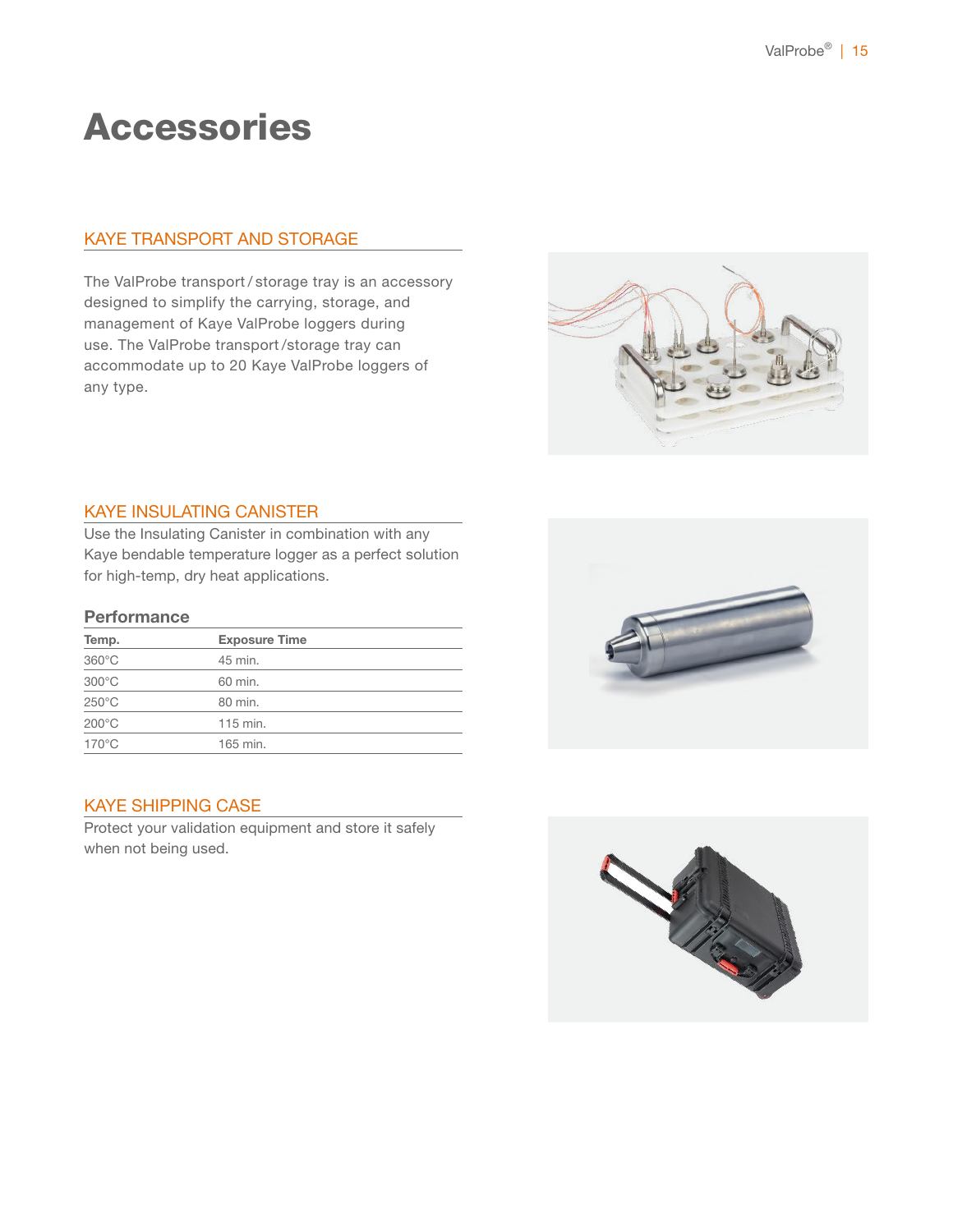# Accessories

## KAYE TRANSPORT AND STORAGE

The ValProbe transport / storage tray is an accessory designed to simplify the carrying, storage, and management of Kaye ValProbe loggers during use. The ValProbe transport / storage tray can accommodate up to 20 Kaye ValProbe loggers of any type.

## KAYE INSULATING CANISTER

Use the Insulating Canister in combination with any Kaye bendable temperature logger as a perfect solution for high-temp, dry heat applications.

### Performance

| Temp. | Exposure Time |
|---|---|
| 360°C | 45 min. |
| 300°C | 60 min. |
| 250°C | 80 min. |
| 200°C | 115 min. |
| 170°C | 165 min. |

## KAYE SHIPPING CASE

Protect your validation equipment and store it safely when not being used.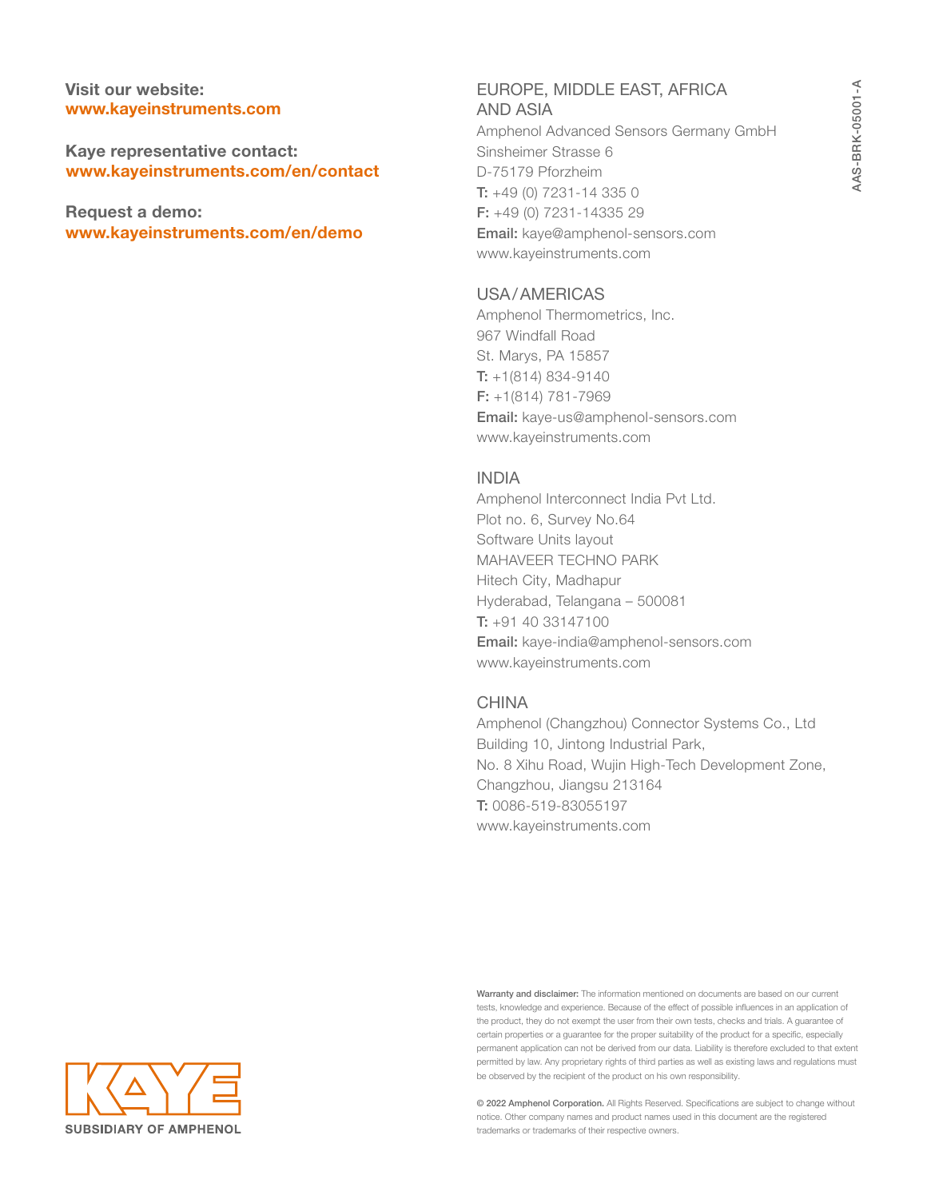**Visit our website:**
**www.kayeinstruments.com**

**Kaye representative contact:**
**www.kayeinstruments.com/en/contact**

**Request a demo:**
**www.kayeinstruments.com/en/demo**

## EUROPE, MIDDLE EAST, AFRICA AND ASIA

Amphenol Advanced Sensors Germany GmbH
Sinsheimer Strasse 6
D-75179 Pforzheim
**T:** +49 (0) 7231-14 335 0
**F:** +49 (0) 7231-14335 29
**Email:** kaye@amphenol-sensors.com
www.kayeinstruments.com

## USA/AMERICAS

Amphenol Thermometrics, Inc.
967 Windfall Road
St. Marys, PA 15857
**T:** +1(814) 834-9140
**F:** +1(814) 781-7969
**Email:** kaye-us@amphenol-sensors.com
www.kayeinstruments.com

## INDIA

Amphenol Interconnect India Pvt Ltd.
Plot no. 6, Survey No.64
Software Units layout
MAHAVEER TECHNO PARK
Hitech City, Madhapur
Hyderabad, Telangana – 500081
**T:** +91 40 33147100
**Email:** kaye-india@amphenol-sensors.com
www.kayeinstruments.com

## CHINA

Amphenol (Changzhou) Connector Systems Co., Ltd
Building 10, Jintong Industrial Park,
No. 8 Xihu Road, Wujin High-Tech Development Zone,
Changzhou, Jiangsu 213164
**T:** 0086-519-83055197
www.kayeinstruments.com

AAS-BRK-05001-A

KAYE
SUBSIDIARY OF AMPHENOL

**Warranty and disclaimer:** The information mentioned on documents are based on our current tests, knowledge and experience. Because of the effect of possible influences in an application of the product, they do not exempt the user from their own tests, checks and trials. A guarantee of certain properties or a guarantee for the proper suitability of the product for a specific, especially permanent application can not be derived from our data. Liability is therefore excluded to that extent permitted by law. Any proprietary rights of third parties as well as existing laws and regulations must be observed by the recipient of the product on his own responsibility.

**© 2022 Amphenol Corporation.** All Rights Reserved. Specifications are subject to change without notice. Other company names and product names used in this document are the registered trademarks or trademarks of their respective owners.